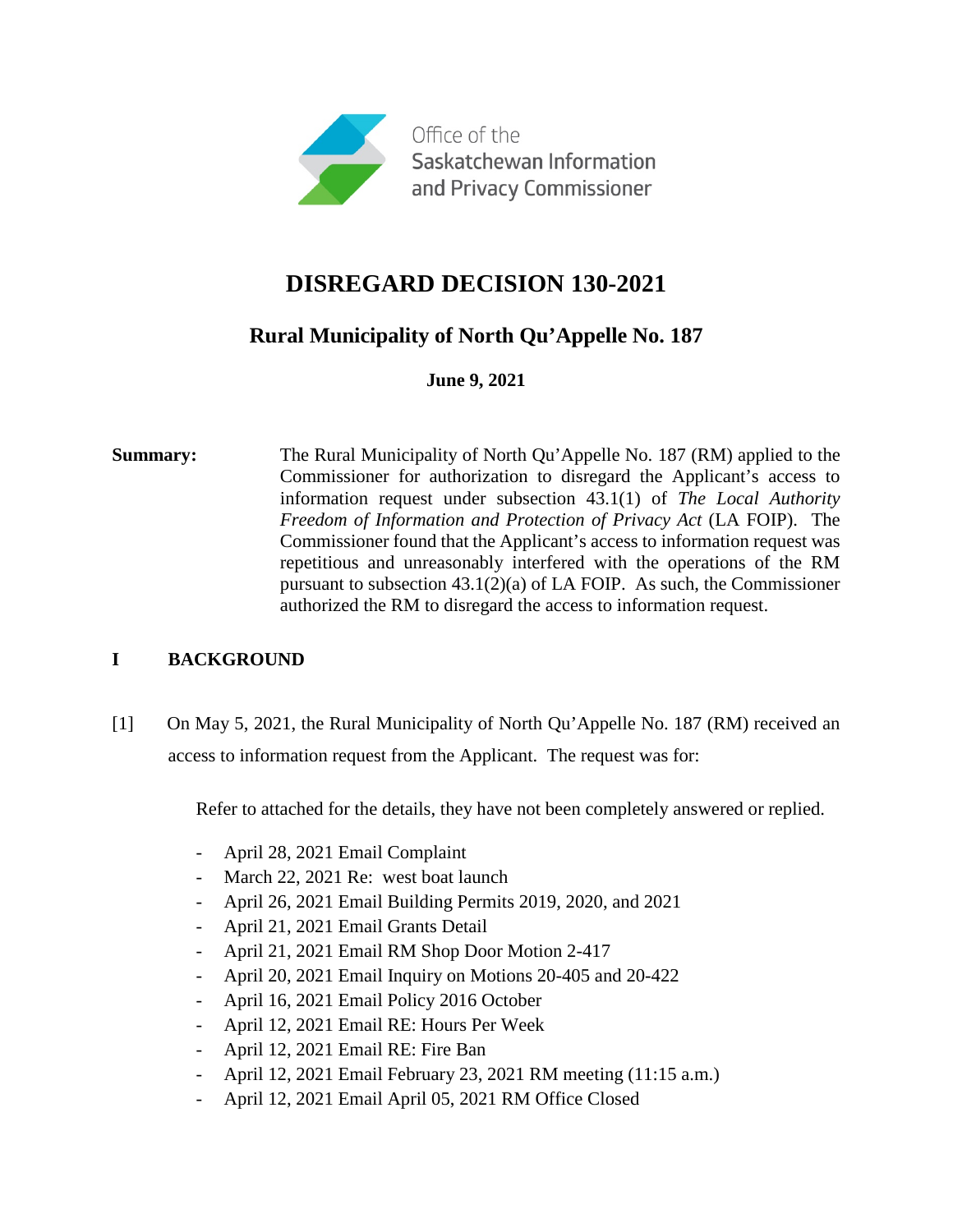Office of the Saskatchewan Information and Privacy Commissioner

# DISREGARD DECISION 130-2021

## Rural Municipality of North Qu'Appelle No. 187

**June 9, 2021**

**Summary:** The Rural Municipality of North Qu'Appelle No. 187 (RM) applied to the Commissioner for authorization to disregard the Applicant's access to information request under subsection 43.1(1) of *The Local Authority Freedom of Information and Protection of Privacy Act* (LA FOIP). The Commissioner found that the Applicant's access to information request was repetitious and unreasonably interfered with the operations of the RM pursuant to subsection 43.1(2)(a) of LA FOIP. As such, the Commissioner authorized the RM to disregard the access to information request.

## I BACKGROUND

[1] On May 5, 2021, the Rural Municipality of North Qu'Appelle No. 187 (RM) received an access to information request from the Applicant. The request was for:

> Refer to attached for the details, they have not been completely answered or replied.
>
> - April 28, 2021 Email Complaint
> - March 22, 2021 Re: west boat launch
> - April 26, 2021 Email Building Permits 2019, 2020, and 2021
> - April 21, 2021 Email Grants Detail
> - April 21, 2021 Email RM Shop Door Motion 2-417
> - April 20, 2021 Email Inquiry on Motions 20-405 and 20-422
> - April 16, 2021 Email Policy 2016 October
> - April 12, 2021 Email RE: Hours Per Week
> - April 12, 2021 Email RE: Fire Ban
> - April 12, 2021 Email February 23, 2021 RM meeting (11:15 a.m.)
> - April 12, 2021 Email April 05, 2021 RM Office Closed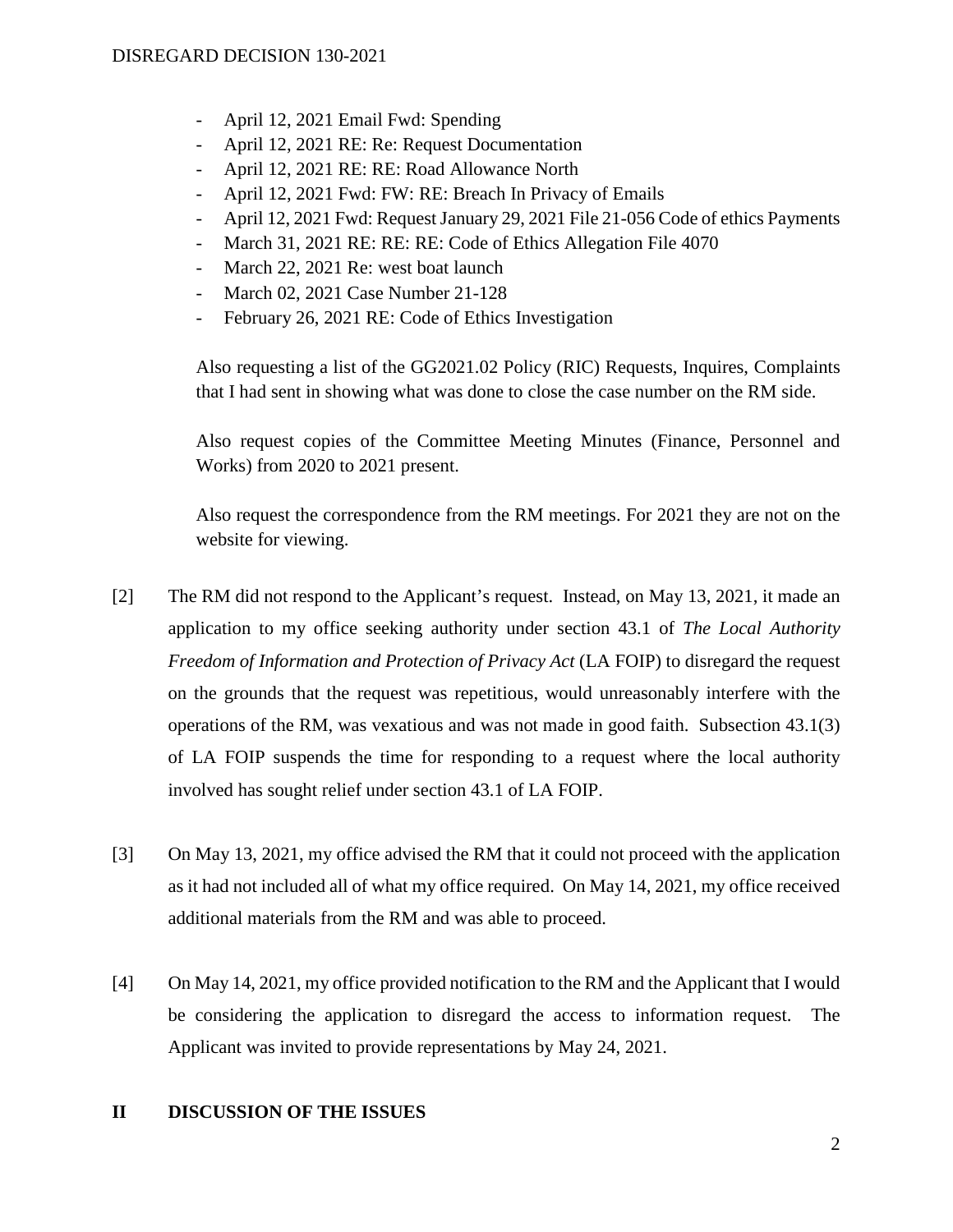- April 12, 2021 Email Fwd: Spending
- April 12, 2021 RE: Re: Request Documentation
- April 12, 2021 RE: RE: Road Allowance North
- April 12, 2021 Fwd: FW: RE: Breach In Privacy of Emails
- April 12, 2021 Fwd: Request January 29, 2021 File 21-056 Code of ethics Payments
- March 31, 2021 RE: RE: RE: Code of Ethics Allegation File 4070
- March 22, 2021 Re: west boat launch
- March 02, 2021 Case Number 21-128
- February 26, 2021 RE: Code of Ethics Investigation

Also requesting a list of the GG2021.02 Policy (RIC) Requests, Inquires, Complaints that I had sent in showing what was done to close the case number on the RM side.

Also request copies of the Committee Meeting Minutes (Finance, Personnel and Works) from 2020 to 2021 present.

Also request the correspondence from the RM meetings. For 2021 they are not on the website for viewing.

[2] The RM did not respond to the Applicant's request. Instead, on May 13, 2021, it made an application to my office seeking authority under section 43.1 of *The Local Authority Freedom of Information and Protection of Privacy Act* (LA FOIP) to disregard the request on the grounds that the request was repetitious, would unreasonably interfere with the operations of the RM, was vexatious and was not made in good faith. Subsection 43.1(3) of LA FOIP suspends the time for responding to a request where the local authority involved has sought relief under section 43.1 of LA FOIP.

[3] On May 13, 2021, my office advised the RM that it could not proceed with the application as it had not included all of what my office required. On May 14, 2021, my office received additional materials from the RM and was able to proceed.

[4] On May 14, 2021, my office provided notification to the RM and the Applicant that I would be considering the application to disregard the access to information request. The Applicant was invited to provide representations by May 24, 2021.

## II DISCUSSION OF THE ISSUES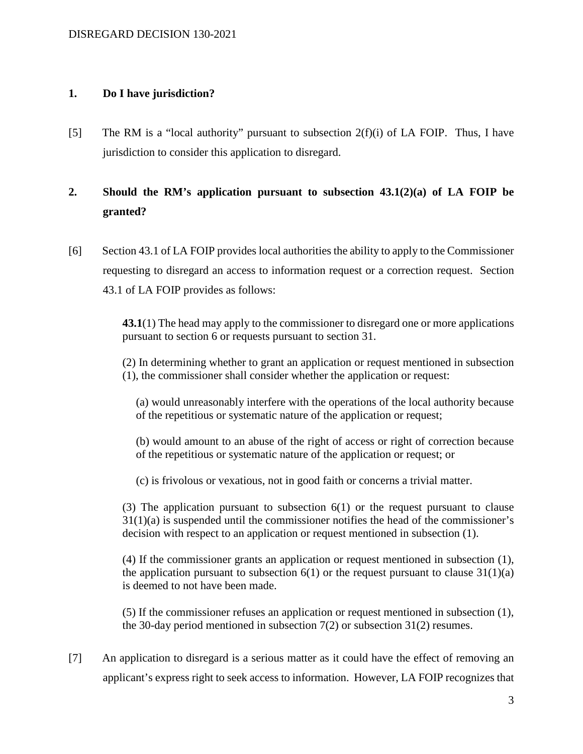## 1. Do I have jurisdiction?

[5] The RM is a "local authority" pursuant to subsection 2(f)(i) of LA FOIP. Thus, I have jurisdiction to consider this application to disregard.

## 2. Should the RM's application pursuant to subsection 43.1(2)(a) of LA FOIP be granted?

[6] Section 43.1 of LA FOIP provides local authorities the ability to apply to the Commissioner requesting to disregard an access to information request or a correction request. Section 43.1 of LA FOIP provides as follows:

> **43.1**(1) The head may apply to the commissioner to disregard one or more applications pursuant to section 6 or requests pursuant to section 31.
>
> (2) In determining whether to grant an application or request mentioned in subsection (1), the commissioner shall consider whether the application or request:
>
> (a) would unreasonably interfere with the operations of the local authority because of the repetitious or systematic nature of the application or request;
>
> (b) would amount to an abuse of the right of access or right of correction because of the repetitious or systematic nature of the application or request; or
>
> (c) is frivolous or vexatious, not in good faith or concerns a trivial matter.
>
> (3) The application pursuant to subsection 6(1) or the request pursuant to clause 31(1)(a) is suspended until the commissioner notifies the head of the commissioner's decision with respect to an application or request mentioned in subsection (1).
>
> (4) If the commissioner grants an application or request mentioned in subsection (1), the application pursuant to subsection 6(1) or the request pursuant to clause 31(1)(a) is deemed to not have been made.
>
> (5) If the commissioner refuses an application or request mentioned in subsection (1), the 30-day period mentioned in subsection 7(2) or subsection 31(2) resumes.

[7] An application to disregard is a serious matter as it could have the effect of removing an applicant's express right to seek access to information. However, LA FOIP recognizes that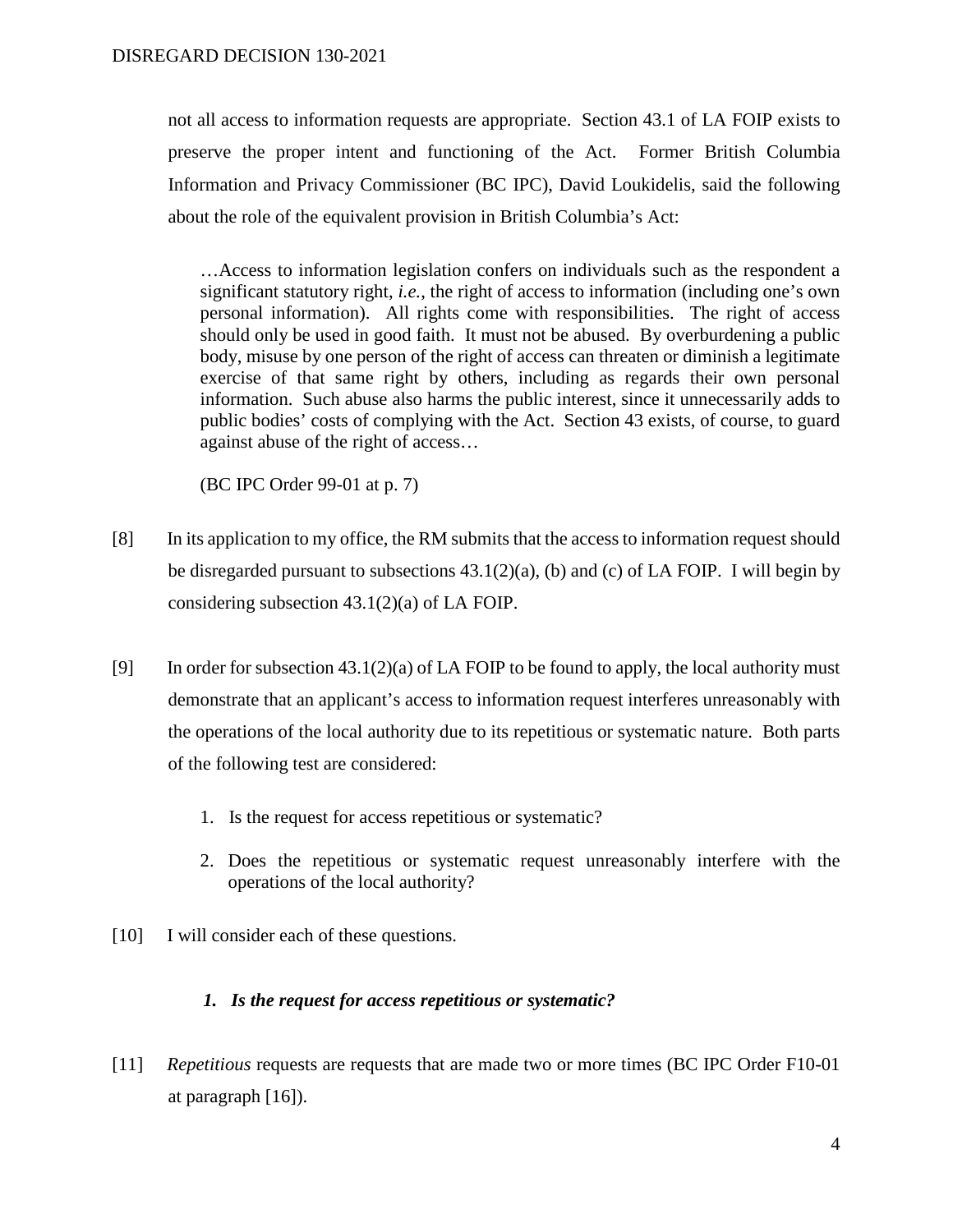not all access to information requests are appropriate. Section 43.1 of LA FOIP exists to preserve the proper intent and functioning of the Act. Former British Columbia Information and Privacy Commissioner (BC IPC), David Loukidelis, said the following about the role of the equivalent provision in British Columbia's Act:

> …Access to information legislation confers on individuals such as the respondent a significant statutory right, *i.e.*, the right of access to information (including one's own personal information). All rights come with responsibilities. The right of access should only be used in good faith. It must not be abused. By overburdening a public body, misuse by one person of the right of access can threaten or diminish a legitimate exercise of that same right by others, including as regards their own personal information. Such abuse also harms the public interest, since it unnecessarily adds to public bodies' costs of complying with the Act. Section 43 exists, of course, to guard against abuse of the right of access…
>
> (BC IPC Order 99-01 at p. 7)

[8] In its application to my office, the RM submits that the access to information request should be disregarded pursuant to subsections 43.1(2)(a), (b) and (c) of LA FOIP. I will begin by considering subsection 43.1(2)(a) of LA FOIP.

[9] In order for subsection 43.1(2)(a) of LA FOIP to be found to apply, the local authority must demonstrate that an applicant's access to information request interferes unreasonably with the operations of the local authority due to its repetitious or systematic nature. Both parts of the following test are considered:

1. Is the request for access repetitious or systematic?
2. Does the repetitious or systematic request unreasonably interfere with the operations of the local authority?

[10] I will consider each of these questions.

### *1. Is the request for access repetitious or systematic?*

[11] *Repetitious* requests are requests that are made two or more times (BC IPC Order F10-01 at paragraph [16]).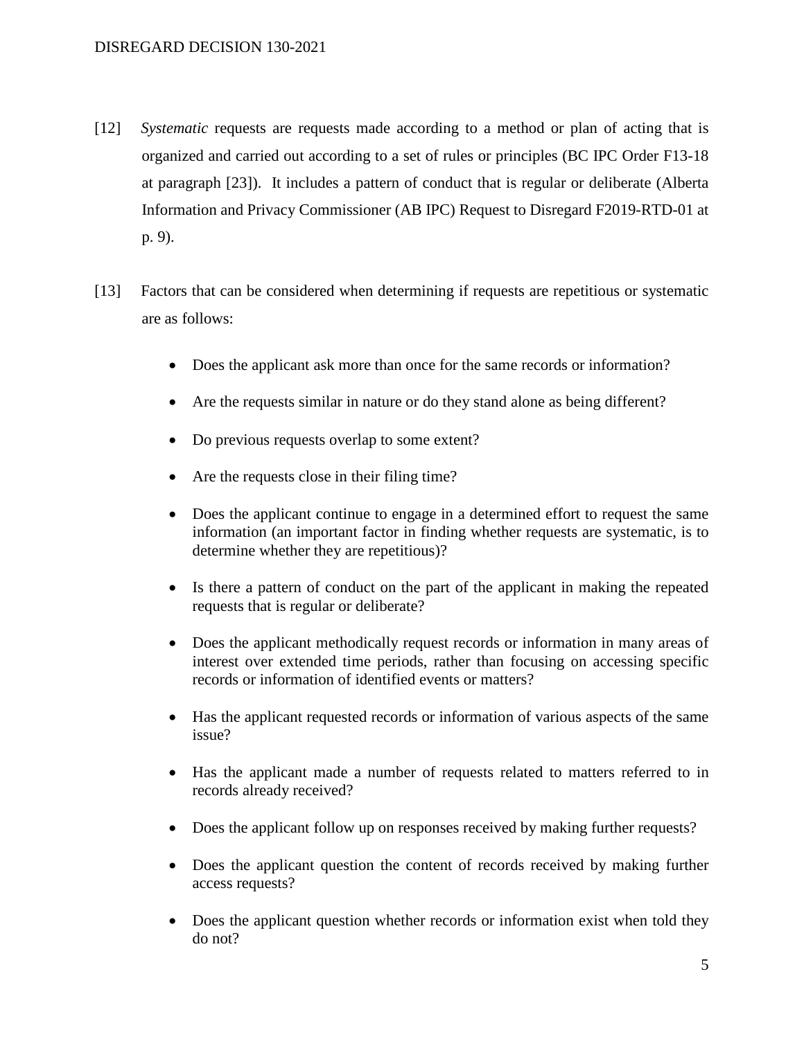[12] *Systematic* requests are requests made according to a method or plan of acting that is organized and carried out according to a set of rules or principles (BC IPC Order F13-18 at paragraph [23]). It includes a pattern of conduct that is regular or deliberate (Alberta Information and Privacy Commissioner (AB IPC) Request to Disregard F2019-RTD-01 at p. 9).

[13] Factors that can be considered when determining if requests are repetitious or systematic are as follows:

- Does the applicant ask more than once for the same records or information?
- Are the requests similar in nature or do they stand alone as being different?
- Do previous requests overlap to some extent?
- Are the requests close in their filing time?
- Does the applicant continue to engage in a determined effort to request the same information (an important factor in finding whether requests are systematic, is to determine whether they are repetitious)?
- Is there a pattern of conduct on the part of the applicant in making the repeated requests that is regular or deliberate?
- Does the applicant methodically request records or information in many areas of interest over extended time periods, rather than focusing on accessing specific records or information of identified events or matters?
- Has the applicant requested records or information of various aspects of the same issue?
- Has the applicant made a number of requests related to matters referred to in records already received?
- Does the applicant follow up on responses received by making further requests?
- Does the applicant question the content of records received by making further access requests?
- Does the applicant question whether records or information exist when told they do not?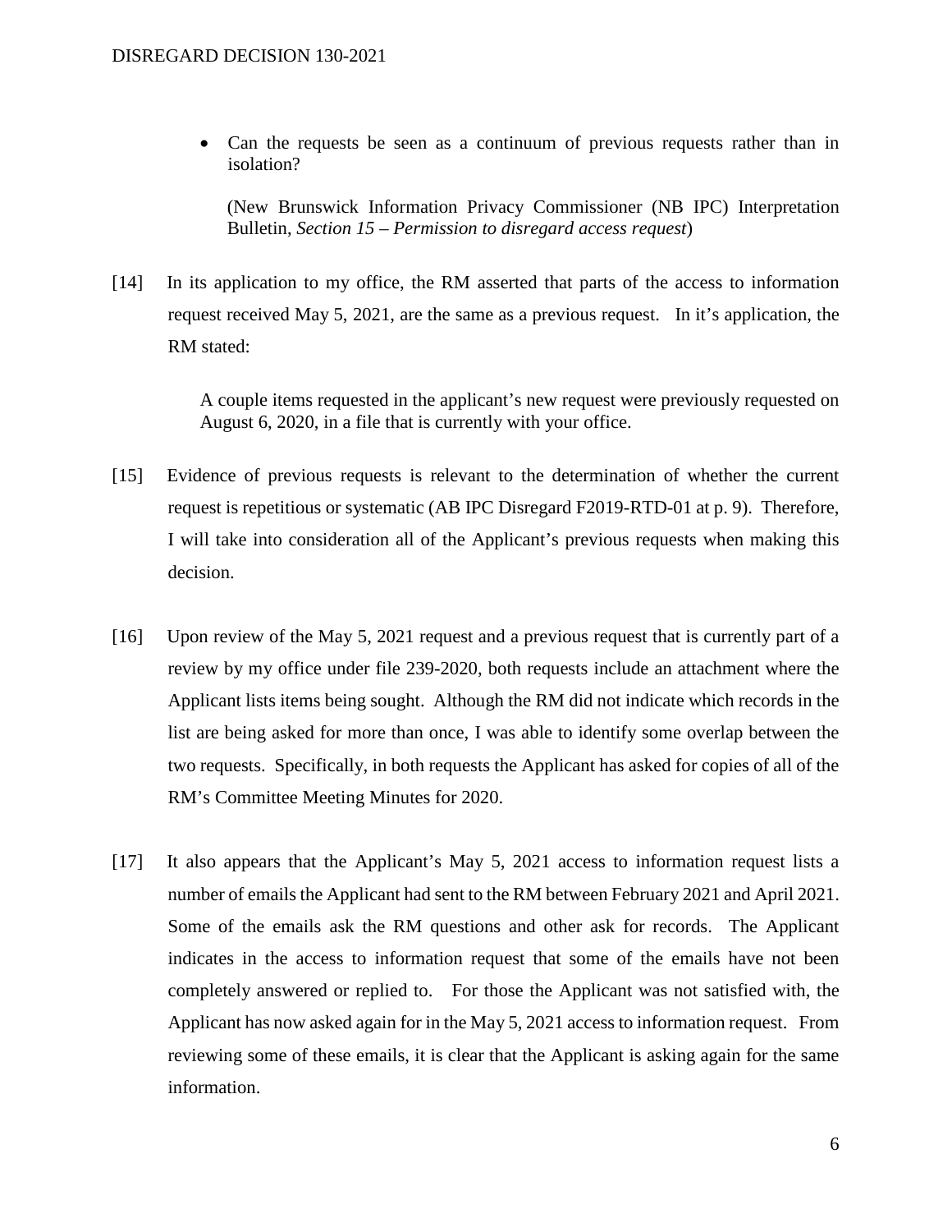- Can the requests be seen as a continuum of previous requests rather than in isolation?

  (New Brunswick Information Privacy Commissioner (NB IPC) Interpretation Bulletin, *Section 15 – Permission to disregard access request*)

[14] In its application to my office, the RM asserted that parts of the access to information request received May 5, 2021, are the same as a previous request. In it's application, the RM stated:

> A couple items requested in the applicant's new request were previously requested on August 6, 2020, in a file that is currently with your office.

[15] Evidence of previous requests is relevant to the determination of whether the current request is repetitious or systematic (AB IPC Disregard F2019-RTD-01 at p. 9). Therefore, I will take into consideration all of the Applicant's previous requests when making this decision.

[16] Upon review of the May 5, 2021 request and a previous request that is currently part of a review by my office under file 239-2020, both requests include an attachment where the Applicant lists items being sought. Although the RM did not indicate which records in the list are being asked for more than once, I was able to identify some overlap between the two requests. Specifically, in both requests the Applicant has asked for copies of all of the RM's Committee Meeting Minutes for 2020.

[17] It also appears that the Applicant's May 5, 2021 access to information request lists a number of emails the Applicant had sent to the RM between February 2021 and April 2021. Some of the emails ask the RM questions and other ask for records. The Applicant indicates in the access to information request that some of the emails have not been completely answered or replied to. For those the Applicant was not satisfied with, the Applicant has now asked again for in the May 5, 2021 access to information request. From reviewing some of these emails, it is clear that the Applicant is asking again for the same information.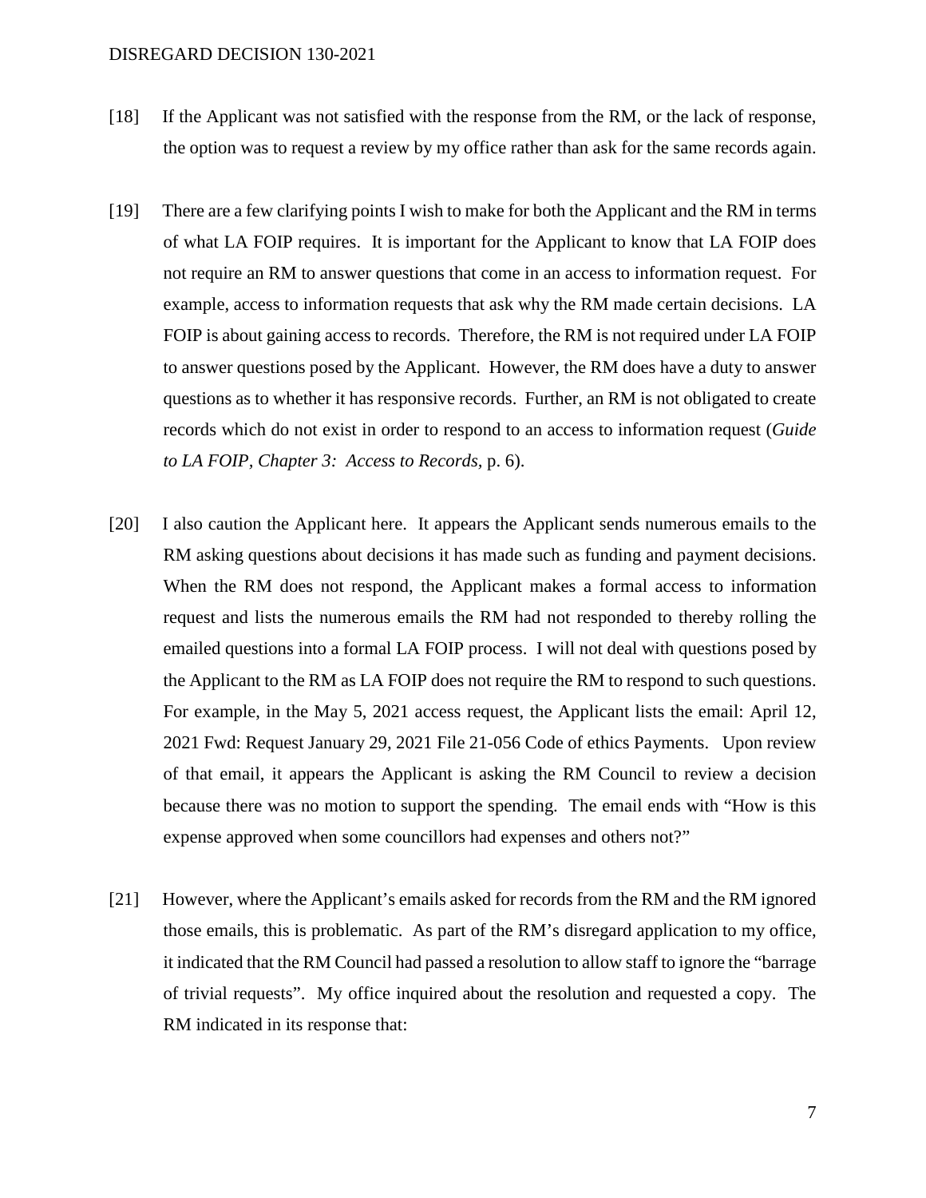[18] If the Applicant was not satisfied with the response from the RM, or the lack of response, the option was to request a review by my office rather than ask for the same records again.

[19] There are a few clarifying points I wish to make for both the Applicant and the RM in terms of what LA FOIP requires. It is important for the Applicant to know that LA FOIP does not require an RM to answer questions that come in an access to information request. For example, access to information requests that ask why the RM made certain decisions. LA FOIP is about gaining access to records. Therefore, the RM is not required under LA FOIP to answer questions posed by the Applicant. However, the RM does have a duty to answer questions as to whether it has responsive records. Further, an RM is not obligated to create records which do not exist in order to respond to an access to information request (*Guide to LA FOIP, Chapter 3: Access to Records*, p. 6).

[20] I also caution the Applicant here. It appears the Applicant sends numerous emails to the RM asking questions about decisions it has made such as funding and payment decisions. When the RM does not respond, the Applicant makes a formal access to information request and lists the numerous emails the RM had not responded to thereby rolling the emailed questions into a formal LA FOIP process. I will not deal with questions posed by the Applicant to the RM as LA FOIP does not require the RM to respond to such questions. For example, in the May 5, 2021 access request, the Applicant lists the email: April 12, 2021 Fwd: Request January 29, 2021 File 21-056 Code of ethics Payments. Upon review of that email, it appears the Applicant is asking the RM Council to review a decision because there was no motion to support the spending. The email ends with "How is this expense approved when some councillors had expenses and others not?"

[21] However, where the Applicant's emails asked for records from the RM and the RM ignored those emails, this is problematic. As part of the RM's disregard application to my office, it indicated that the RM Council had passed a resolution to allow staff to ignore the "barrage of trivial requests". My office inquired about the resolution and requested a copy. The RM indicated in its response that: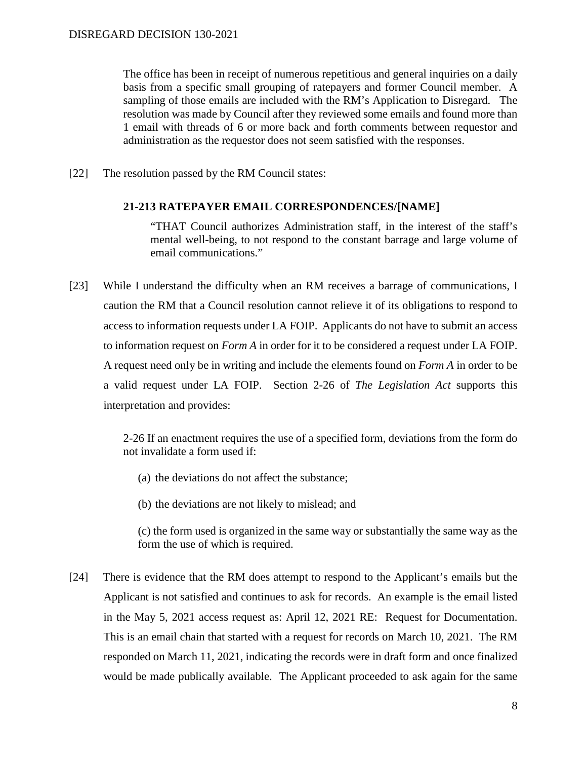> The office has been in receipt of numerous repetitious and general inquiries on a daily basis from a specific small grouping of ratepayers and former Council member. A sampling of those emails are included with the RM's Application to Disregard. The resolution was made by Council after they reviewed some emails and found more than 1 email with threads of 6 or more back and forth comments between requestor and administration as the requestor does not seem satisfied with the responses.

[22] The resolution passed by the RM Council states:

> **21-213 RATEPAYER EMAIL CORRESPONDENCES/[NAME]**
>
> "THAT Council authorizes Administration staff, in the interest of the staff's mental well-being, to not respond to the constant barrage and large volume of email communications."

[23] While I understand the difficulty when an RM receives a barrage of communications, I caution the RM that a Council resolution cannot relieve it of its obligations to respond to access to information requests under LA FOIP. Applicants do not have to submit an access to information request on *Form A* in order for it to be considered a request under LA FOIP. A request need only be in writing and include the elements found on *Form A* in order to be a valid request under LA FOIP. Section 2-26 of *The Legislation Act* supports this interpretation and provides:

> 2-26 If an enactment requires the use of a specified form, deviations from the form do not invalidate a form used if:
>
> (a) the deviations do not affect the substance;
>
> (b) the deviations are not likely to mislead; and
>
> (c) the form used is organized in the same way or substantially the same way as the form the use of which is required.

[24] There is evidence that the RM does attempt to respond to the Applicant's emails but the Applicant is not satisfied and continues to ask for records. An example is the email listed in the May 5, 2021 access request as: April 12, 2021 RE: Request for Documentation. This is an email chain that started with a request for records on March 10, 2021. The RM responded on March 11, 2021, indicating the records were in draft form and once finalized would be made publically available. The Applicant proceeded to ask again for the same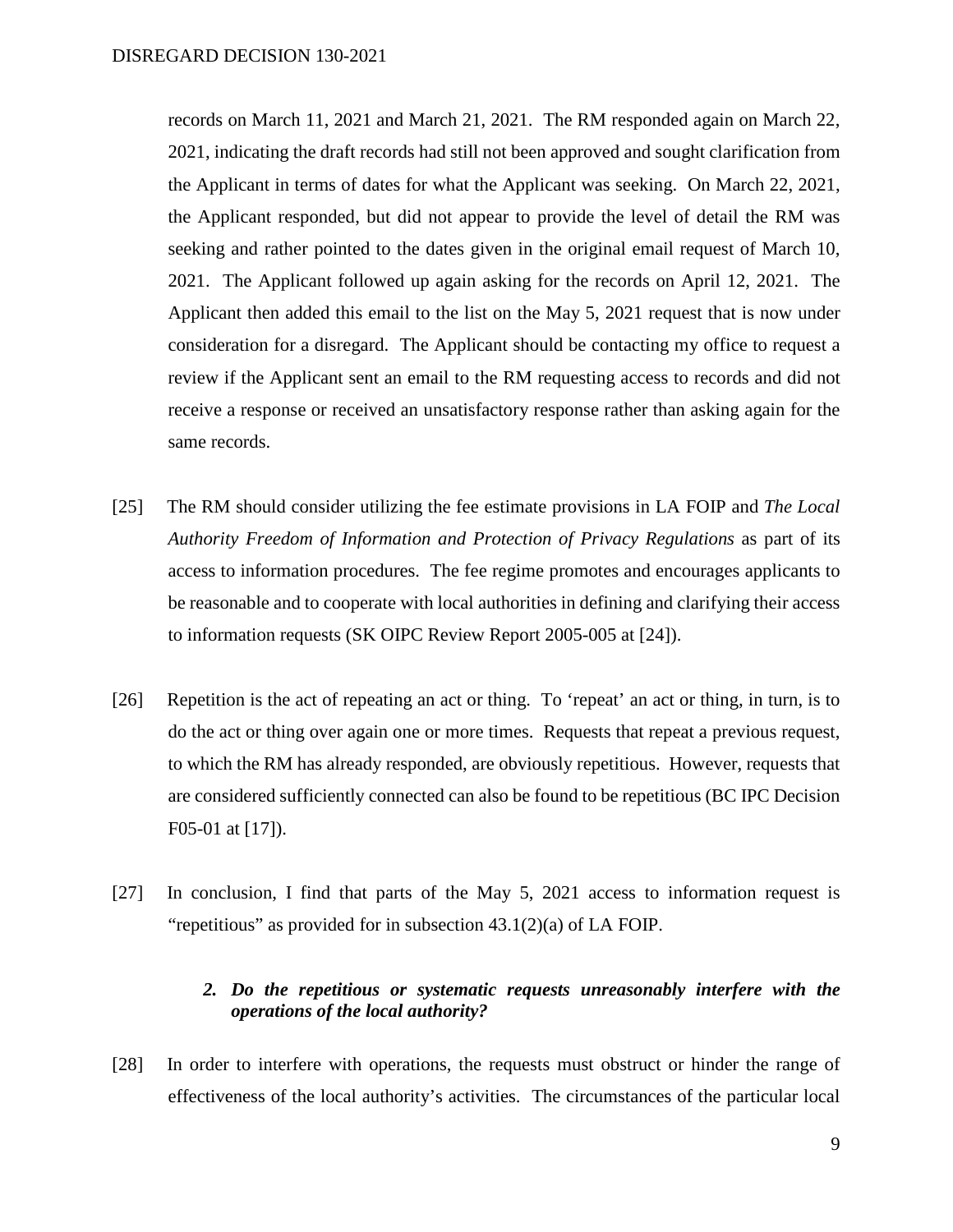records on March 11, 2021 and March 21, 2021. The RM responded again on March 22, 2021, indicating the draft records had still not been approved and sought clarification from the Applicant in terms of dates for what the Applicant was seeking. On March 22, 2021, the Applicant responded, but did not appear to provide the level of detail the RM was seeking and rather pointed to the dates given in the original email request of March 10, 2021. The Applicant followed up again asking for the records on April 12, 2021. The Applicant then added this email to the list on the May 5, 2021 request that is now under consideration for a disregard. The Applicant should be contacting my office to request a review if the Applicant sent an email to the RM requesting access to records and did not receive a response or received an unsatisfactory response rather than asking again for the same records.

[25] The RM should consider utilizing the fee estimate provisions in LA FOIP and *The Local Authority Freedom of Information and Protection of Privacy Regulations* as part of its access to information procedures. The fee regime promotes and encourages applicants to be reasonable and to cooperate with local authorities in defining and clarifying their access to information requests (SK OIPC Review Report 2005-005 at [24]).

[26] Repetition is the act of repeating an act or thing. To 'repeat' an act or thing, in turn, is to do the act or thing over again one or more times. Requests that repeat a previous request, to which the RM has already responded, are obviously repetitious. However, requests that are considered sufficiently connected can also be found to be repetitious (BC IPC Decision F05-01 at [17]).

[27] In conclusion, I find that parts of the May 5, 2021 access to information request is "repetitious" as provided for in subsection 43.1(2)(a) of LA FOIP.

### *2. Do the repetitious or systematic requests unreasonably interfere with the operations of the local authority?*

[28] In order to interfere with operations, the requests must obstruct or hinder the range of effectiveness of the local authority's activities. The circumstances of the particular local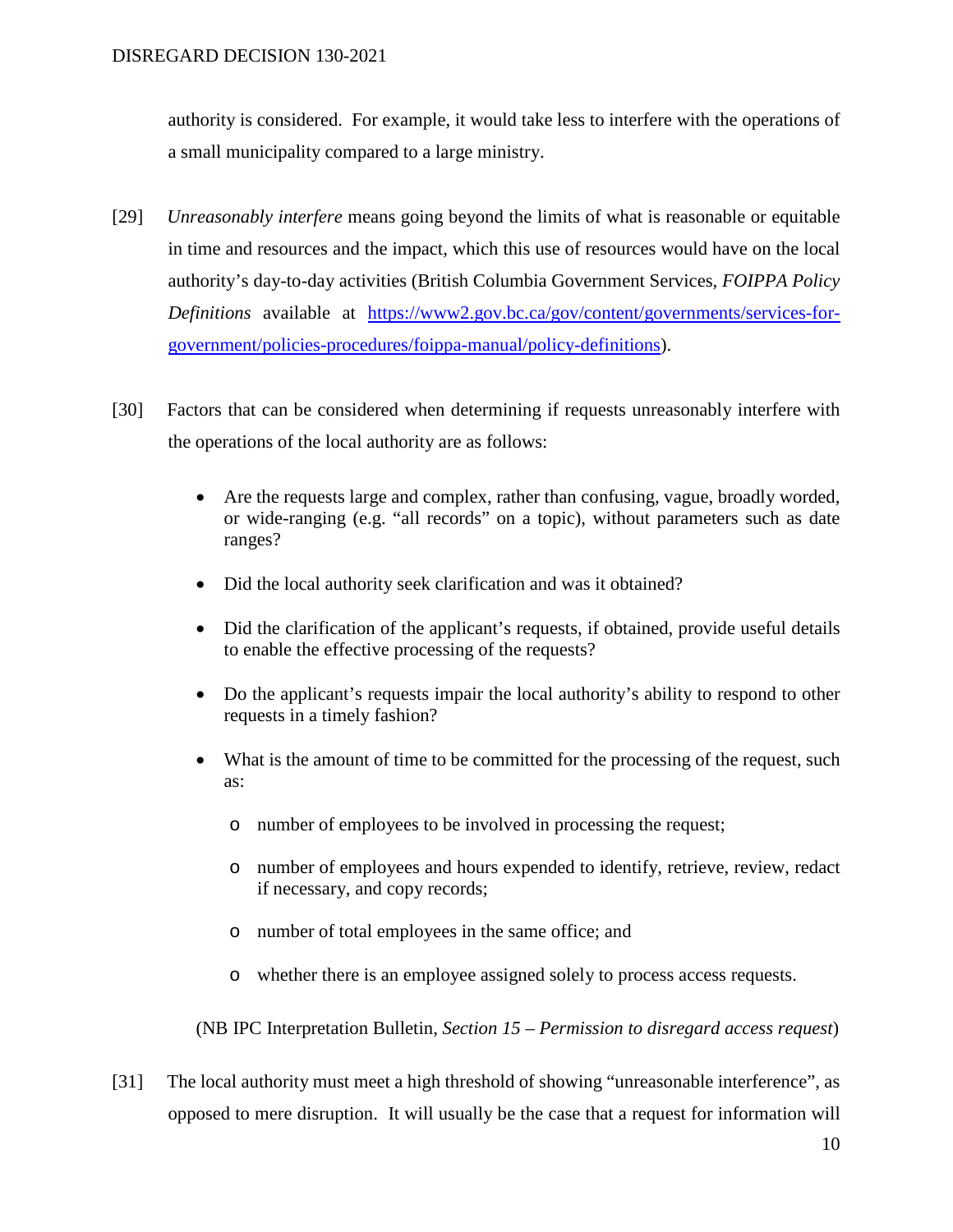authority is considered. For example, it would take less to interfere with the operations of a small municipality compared to a large ministry.

[29] *Unreasonably interfere* means going beyond the limits of what is reasonable or equitable in time and resources and the impact, which this use of resources would have on the local authority's day-to-day activities (British Columbia Government Services, *FOIPPA Policy Definitions* available at [https://www2.gov.bc.ca/gov/content/governments/services-for-government/policies-procedures/foippa-manual/policy-definitions](https://www2.gov.bc.ca/gov/content/governments/services-for-government/policies-procedures/foippa-manual/policy-definitions)).

[30] Factors that can be considered when determining if requests unreasonably interfere with the operations of the local authority are as follows:

- Are the requests large and complex, rather than confusing, vague, broadly worded, or wide-ranging (e.g. "all records" on a topic), without parameters such as date ranges?
- Did the local authority seek clarification and was it obtained?
- Did the clarification of the applicant's requests, if obtained, provide useful details to enable the effective processing of the requests?
- Do the applicant's requests impair the local authority's ability to respond to other requests in a timely fashion?
- What is the amount of time to be committed for the processing of the request, such as:
  - number of employees to be involved in processing the request;
  - number of employees and hours expended to identify, retrieve, review, redact if necessary, and copy records;
  - number of total employees in the same office; and
  - whether there is an employee assigned solely to process access requests.

(NB IPC Interpretation Bulletin, *Section 15 – Permission to disregard access request*)

[31] The local authority must meet a high threshold of showing "unreasonable interference", as opposed to mere disruption. It will usually be the case that a request for information will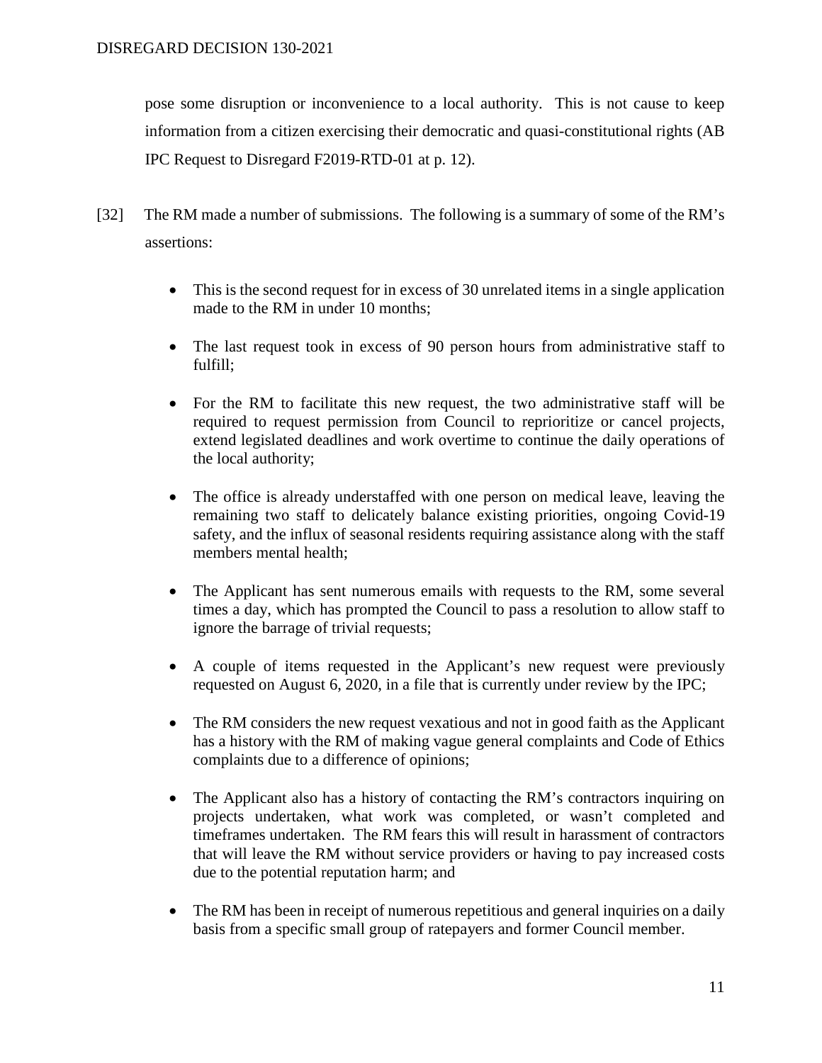pose some disruption or inconvenience to a local authority. This is not cause to keep information from a citizen exercising their democratic and quasi-constitutional rights (AB IPC Request to Disregard F2019-RTD-01 at p. 12).

[32] The RM made a number of submissions. The following is a summary of some of the RM's assertions:

- This is the second request for in excess of 30 unrelated items in a single application made to the RM in under 10 months;
- The last request took in excess of 90 person hours from administrative staff to fulfill;
- For the RM to facilitate this new request, the two administrative staff will be required to request permission from Council to reprioritize or cancel projects, extend legislated deadlines and work overtime to continue the daily operations of the local authority;
- The office is already understaffed with one person on medical leave, leaving the remaining two staff to delicately balance existing priorities, ongoing Covid-19 safety, and the influx of seasonal residents requiring assistance along with the staff members mental health;
- The Applicant has sent numerous emails with requests to the RM, some several times a day, which has prompted the Council to pass a resolution to allow staff to ignore the barrage of trivial requests;
- A couple of items requested in the Applicant's new request were previously requested on August 6, 2020, in a file that is currently under review by the IPC;
- The RM considers the new request vexatious and not in good faith as the Applicant has a history with the RM of making vague general complaints and Code of Ethics complaints due to a difference of opinions;
- The Applicant also has a history of contacting the RM's contractors inquiring on projects undertaken, what work was completed, or wasn't completed and timeframes undertaken. The RM fears this will result in harassment of contractors that will leave the RM without service providers or having to pay increased costs due to the potential reputation harm; and
- The RM has been in receipt of numerous repetitious and general inquiries on a daily basis from a specific small group of ratepayers and former Council member.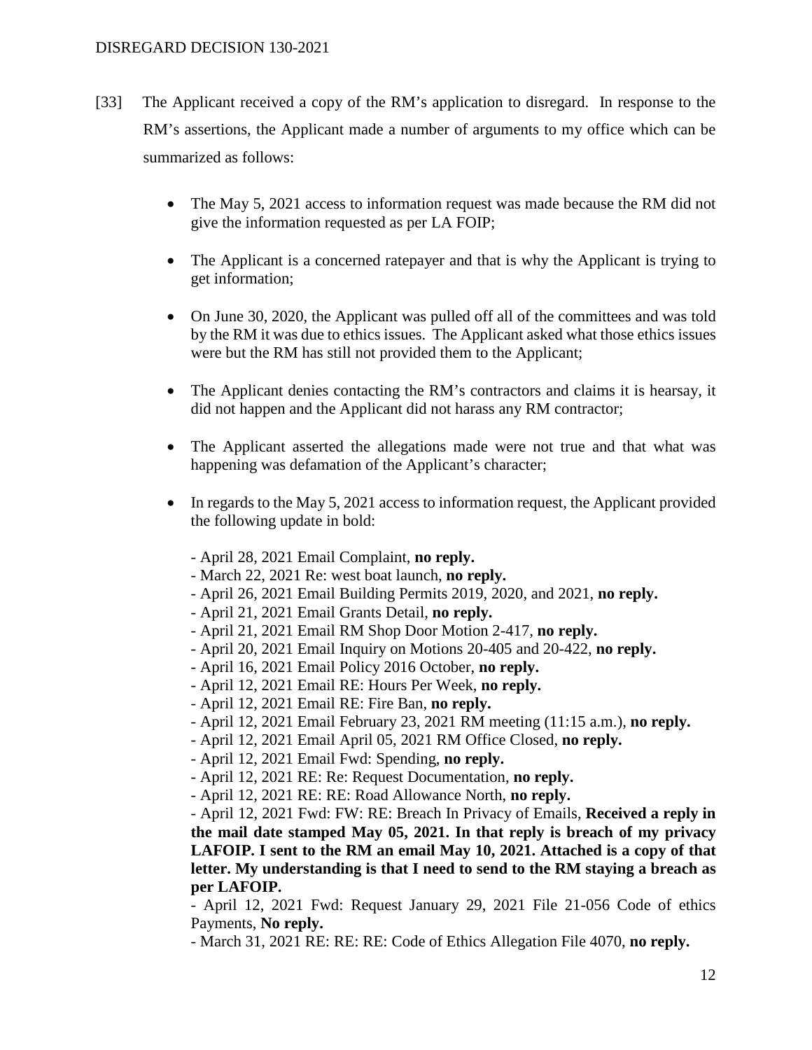[33] The Applicant received a copy of the RM's application to disregard. In response to the RM's assertions, the Applicant made a number of arguments to my office which can be summarized as follows:

- The May 5, 2021 access to information request was made because the RM did not give the information requested as per LA FOIP;
- The Applicant is a concerned ratepayer and that is why the Applicant is trying to get information;
- On June 30, 2020, the Applicant was pulled off all of the committees and was told by the RM it was due to ethics issues. The Applicant asked what those ethics issues were but the RM has still not provided them to the Applicant;
- The Applicant denies contacting the RM's contractors and claims it is hearsay, it did not happen and the Applicant did not harass any RM contractor;
- The Applicant asserted the allegations made were not true and that what was happening was defamation of the Applicant's character;
- In regards to the May 5, 2021 access to information request, the Applicant provided the following update in bold:

  - April 28, 2021 Email Complaint, **no reply.**
  - March 22, 2021 Re: west boat launch, **no reply.**
  - April 26, 2021 Email Building Permits 2019, 2020, and 2021, **no reply.**
  - April 21, 2021 Email Grants Detail, **no reply.**
  - April 21, 2021 Email RM Shop Door Motion 2-417, **no reply.**
  - April 20, 2021 Email Inquiry on Motions 20-405 and 20-422, **no reply.**
  - April 16, 2021 Email Policy 2016 October, **no reply.**
  - April 12, 2021 Email RE: Hours Per Week, **no reply.**
  - April 12, 2021 Email RE: Fire Ban, **no reply.**
  - April 12, 2021 Email February 23, 2021 RM meeting (11:15 a.m.), **no reply.**
  - April 12, 2021 Email April 05, 2021 RM Office Closed, **no reply.**
  - April 12, 2021 Email Fwd: Spending, **no reply.**
  - April 12, 2021 RE: Re: Request Documentation, **no reply.**
  - April 12, 2021 RE: RE: Road Allowance North, **no reply.**
  - April 12, 2021 Fwd: FW: RE: Breach In Privacy of Emails, **Received a reply in the mail date stamped May 05, 2021. In that reply is breach of my privacy LAFOIP. I sent to the RM an email May 10, 2021. Attached is a copy of that letter. My understanding is that I need to send to the RM staying a breach as per LAFOIP.**
  - April 12, 2021 Fwd: Request January 29, 2021 File 21-056 Code of ethics Payments, **No reply.**
  - March 31, 2021 RE: RE: RE: Code of Ethics Allegation File 4070, **no reply.**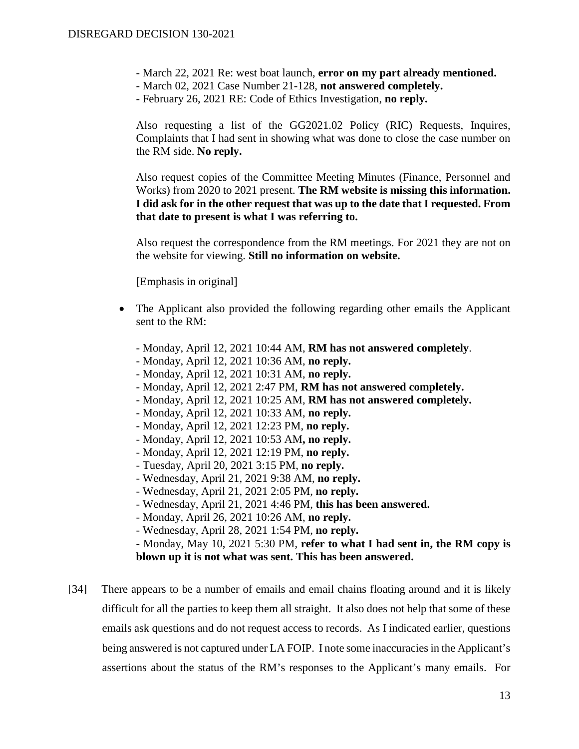- March 22, 2021 Re: west boat launch, **error on my part already mentioned.**
- March 02, 2021 Case Number 21-128, **not answered completely.**
- February 26, 2021 RE: Code of Ethics Investigation, **no reply.**

Also requesting a list of the GG2021.02 Policy (RIC) Requests, Inquires, Complaints that I had sent in showing what was done to close the case number on the RM side. **No reply.**

Also request copies of the Committee Meeting Minutes (Finance, Personnel and Works) from 2020 to 2021 present. **The RM website is missing this information. I did ask for in the other request that was up to the date that I requested. From that date to present is what I was referring to.**

Also request the correspondence from the RM meetings. For 2021 they are not on the website for viewing. **Still no information on website.**

[Emphasis in original]

- The Applicant also provided the following regarding other emails the Applicant sent to the RM:

  - Monday, April 12, 2021 10:44 AM, **RM has not answered completely**.
  - Monday, April 12, 2021 10:36 AM, **no reply.**
  - Monday, April 12, 2021 10:31 AM, **no reply.**
  - Monday, April 12, 2021 2:47 PM, **RM has not answered completely.**
  - Monday, April 12, 2021 10:25 AM, **RM has not answered completely.**
  - Monday, April 12, 2021 10:33 AM, **no reply.**
  - Monday, April 12, 2021 12:23 PM, **no reply.**
  - Monday, April 12, 2021 10:53 AM**, no reply.**
  - Monday, April 12, 2021 12:19 PM, **no reply.**
  - Tuesday, April 20, 2021 3:15 PM, **no reply.**
  - Wednesday, April 21, 2021 9:38 AM, **no reply.**
  - Wednesday, April 21, 2021 2:05 PM, **no reply.**
  - Wednesday, April 21, 2021 4:46 PM, **this has been answered.**
  - Monday, April 26, 2021 10:26 AM, **no reply.**
  - Wednesday, April 28, 2021 1:54 PM, **no reply.**
  - Monday, May 10, 2021 5:30 PM, **refer to what I had sent in, the RM copy is blown up it is not what was sent. This has been answered.**

[34] There appears to be a number of emails and email chains floating around and it is likely difficult for all the parties to keep them all straight. It also does not help that some of these emails ask questions and do not request access to records. As I indicated earlier, questions being answered is not captured under LA FOIP. I note some inaccuracies in the Applicant's assertions about the status of the RM's responses to the Applicant's many emails. For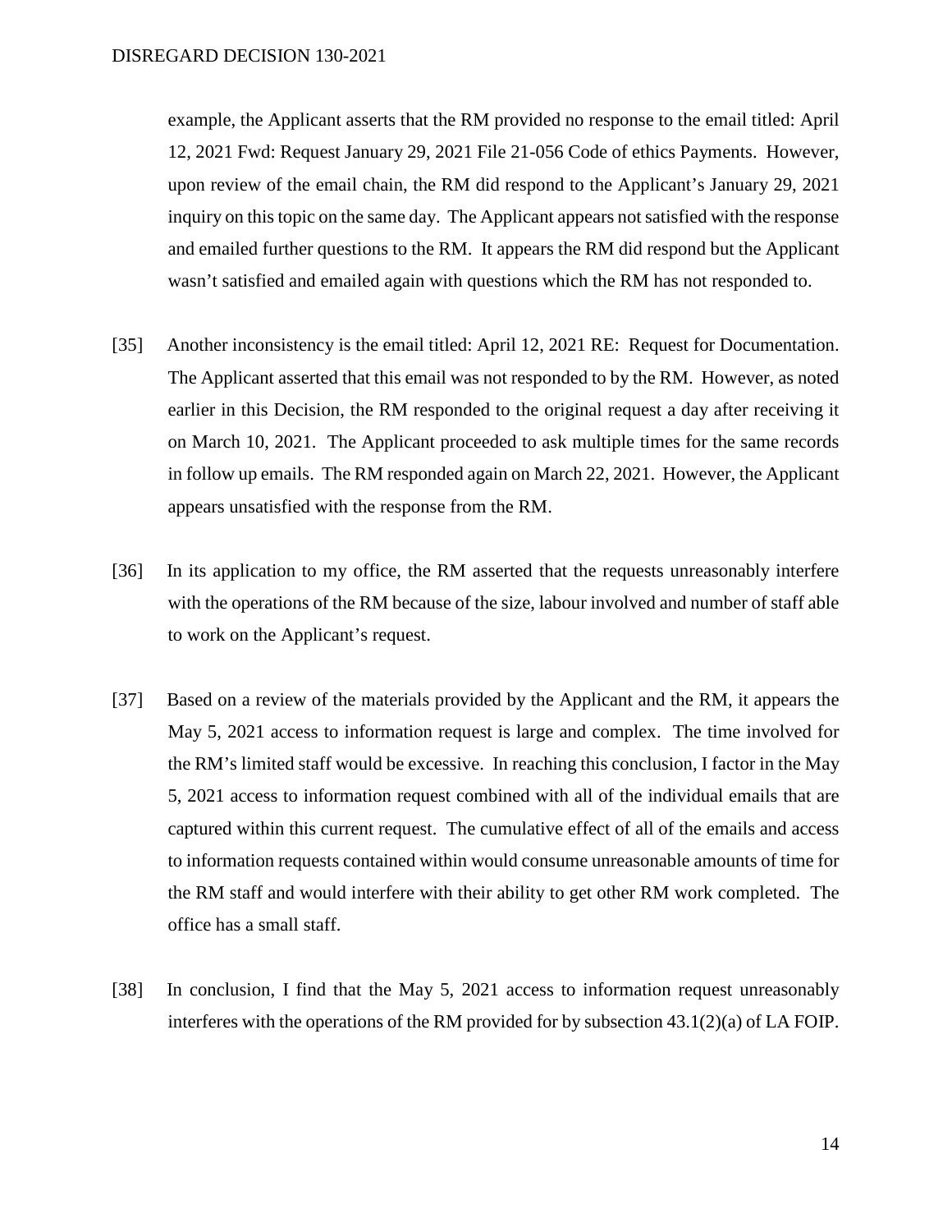example, the Applicant asserts that the RM provided no response to the email titled: April 12, 2021 Fwd: Request January 29, 2021 File 21-056 Code of ethics Payments. However, upon review of the email chain, the RM did respond to the Applicant's January 29, 2021 inquiry on this topic on the same day. The Applicant appears not satisfied with the response and emailed further questions to the RM. It appears the RM did respond but the Applicant wasn't satisfied and emailed again with questions which the RM has not responded to.

[35] Another inconsistency is the email titled: April 12, 2021 RE: Request for Documentation. The Applicant asserted that this email was not responded to by the RM. However, as noted earlier in this Decision, the RM responded to the original request a day after receiving it on March 10, 2021. The Applicant proceeded to ask multiple times for the same records in follow up emails. The RM responded again on March 22, 2021. However, the Applicant appears unsatisfied with the response from the RM.

[36] In its application to my office, the RM asserted that the requests unreasonably interfere with the operations of the RM because of the size, labour involved and number of staff able to work on the Applicant's request.

[37] Based on a review of the materials provided by the Applicant and the RM, it appears the May 5, 2021 access to information request is large and complex. The time involved for the RM's limited staff would be excessive. In reaching this conclusion, I factor in the May 5, 2021 access to information request combined with all of the individual emails that are captured within this current request. The cumulative effect of all of the emails and access to information requests contained within would consume unreasonable amounts of time for the RM staff and would interfere with their ability to get other RM work completed. The office has a small staff.

[38] In conclusion, I find that the May 5, 2021 access to information request unreasonably interferes with the operations of the RM provided for by subsection 43.1(2)(a) of LA FOIP.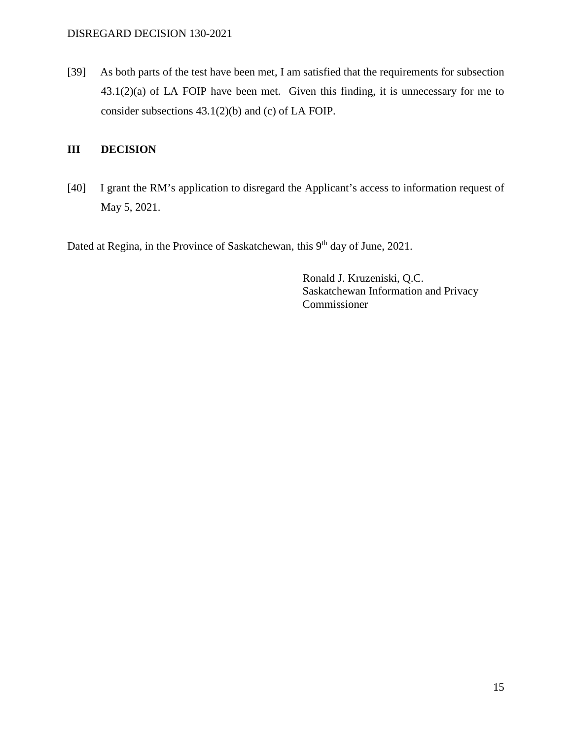[39] As both parts of the test have been met, I am satisfied that the requirements for subsection 43.1(2)(a) of LA FOIP have been met. Given this finding, it is unnecessary for me to consider subsections 43.1(2)(b) and (c) of LA FOIP.

## III DECISION

[40] I grant the RM's application to disregard the Applicant's access to information request of May 5, 2021.

Dated at Regina, in the Province of Saskatchewan, this 9th day of June, 2021.

Ronald J. Kruzeniski, Q.C.
Saskatchewan Information and Privacy Commissioner